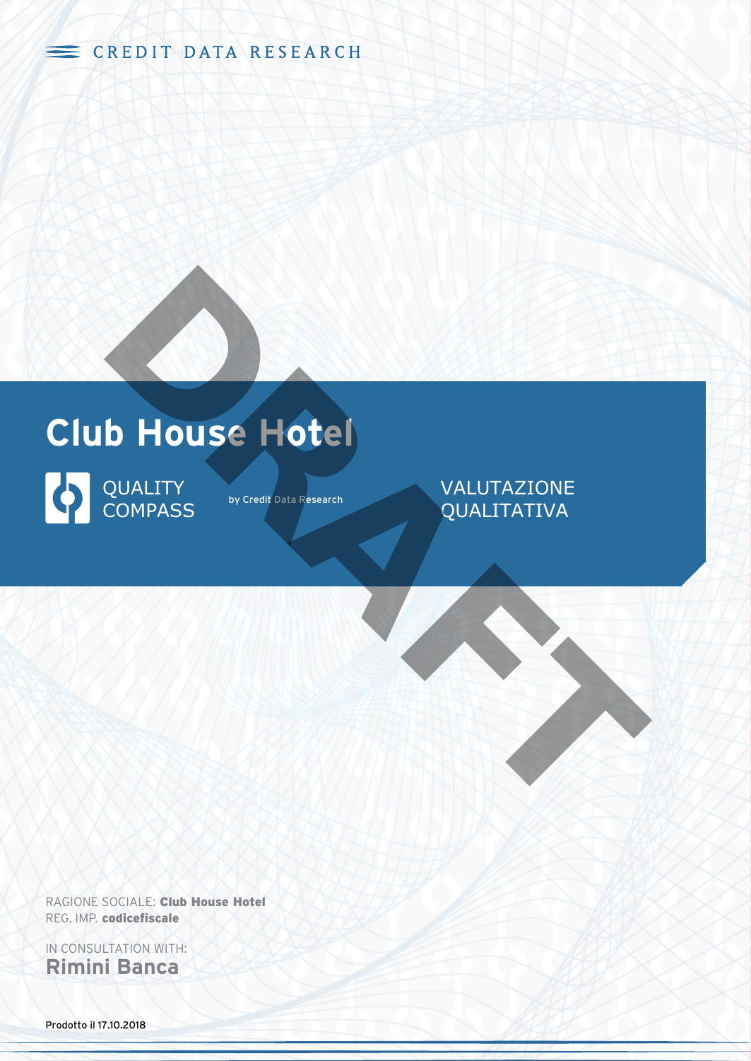CREDIT DATA RESEARCH

# Club House Hotel

QUALITY COMPASS

by Credit Data Research

VALUTAZIONE QUALITATIVA

DRAFT

RAGIONE SOCIALE: **Club House Hotel**
REG. IMP. **codicefiscale**

IN CONSULTATION WITH:
**Rimini Banca**

Prodotto il 17.10.2018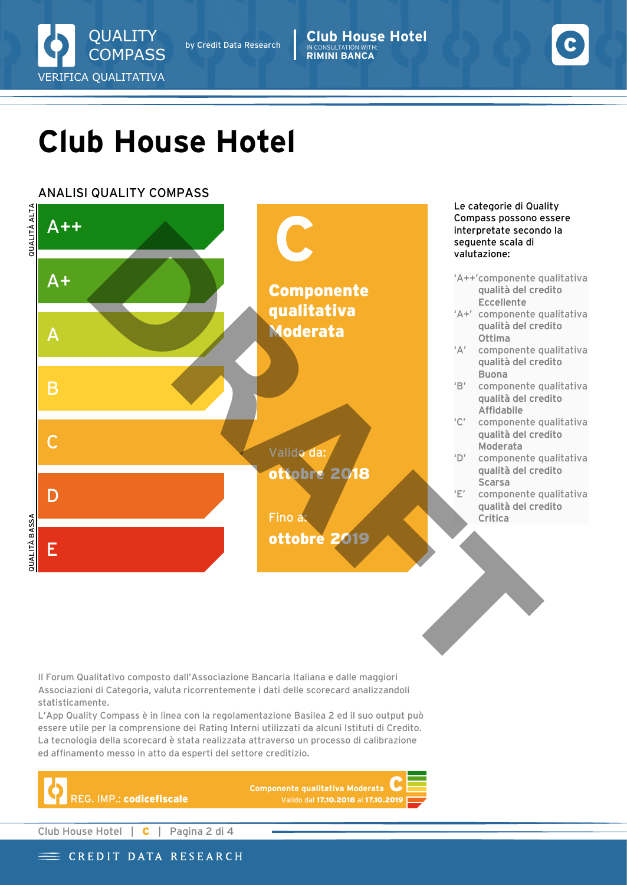QUALITY COMPASS by Credit Data Research | **Club House Hotel** IN CONSULTATION WITH: RIMINI BANCA

VERIFICA QUALITATIVA

# Club House Hotel

## ANALISI QUALITY COMPASS

QUALITÀ ALTA

- A++
- A+
- A
- B
- C
- D
- E

QUALITÀ BASSA

**C**

**Componente qualitativa Moderata**

Valido da:
**ottobre 2018**

Fino a:
**ottobre 2019**

DRAFT

Le categorie di Quality Compass possono essere interpretate secondo la seguente scala di valutazione:

| | |
|---|---|
| 'A++' | componente qualitativa qualità del credito Eccellente |
| 'A+' | componente qualitativa qualità del credito Ottima |
| 'A' | componente qualitativa qualità del credito Buona |
| 'B' | componente qualitativa qualità del credito Affidabile |
| 'C' | componente qualitativa qualità del credito Moderata |
| 'D' | componente qualitativa qualità del credito Scarsa |
| 'E' | componente qualitativa qualità del credito Critica |

Il Forum Qualitativo composto dall'Associazione Bancaria Italiana e dalle maggiori Associazioni di Categoria, valuta ricorrentemente i dati delle scorecard analizzandoli statisticamente.
L'App Quality Compass è in linea con la regolamentazione Basilea 2 ed il suo output può essere utile per la comprensione dei Rating Interni utilizzati da alcuni Istituti di Credito.
La tecnologia della scorecard è stata realizzata attraverso un processo di calibrazione ed affinamento messo in atto da esperti del settore creditizio.

REG. IMP.: **codicefiscale**

**Componente qualitativa Moderata** **C**
Valido dal **17.10.2018** al **17.10.2019**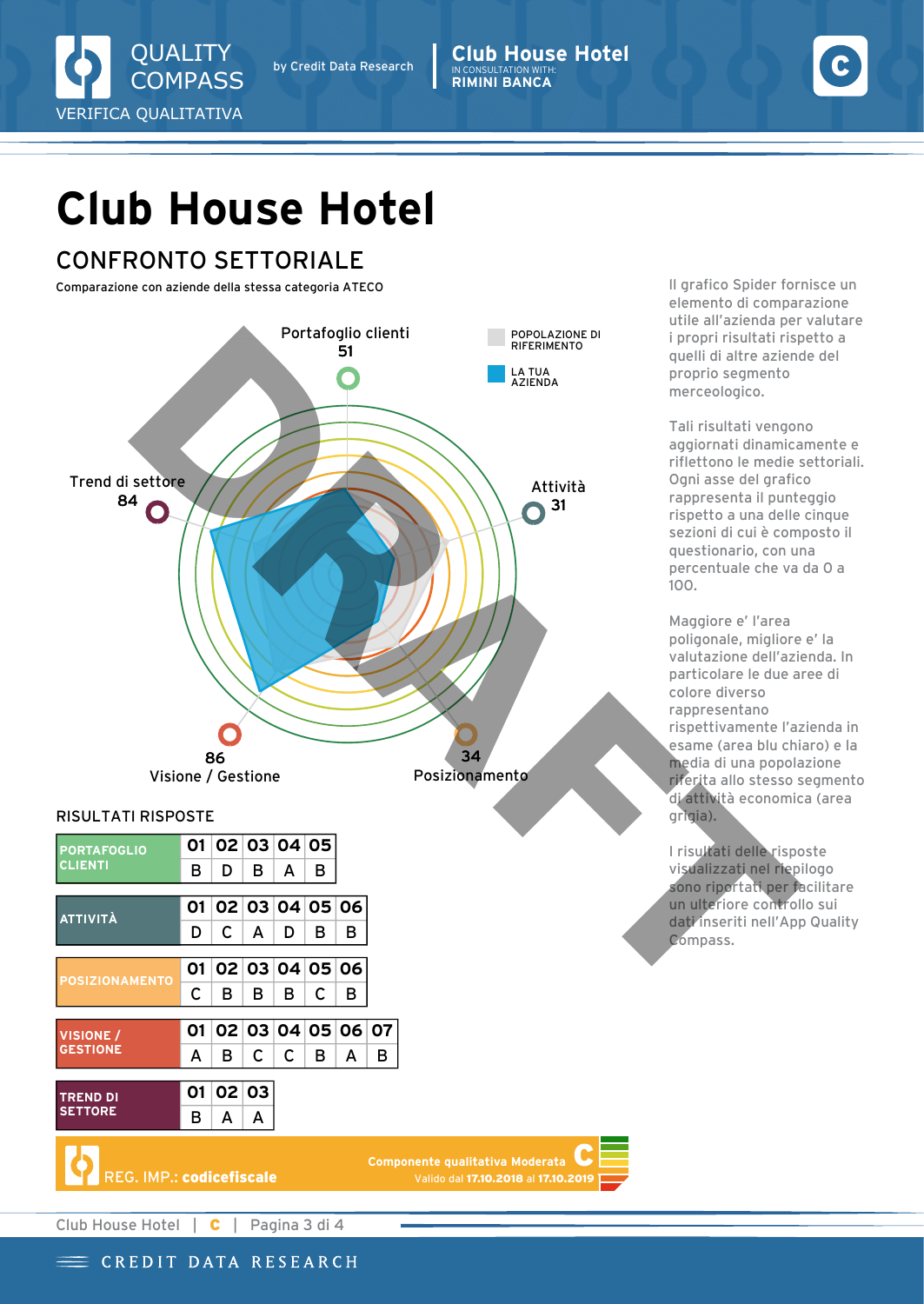# Club House Hotel

## CONFRONTO SETTORIALE

Comparazione con aziende della stessa categoria ATECO

Portafoglio clienti 51

Attività 31

Posizionamento 34

Visione / Gestione 86

Trend di settore 84

POPOLAZIONE DI RIFERIMENTO

LA TUA AZIENDA

DRAFT

Il grafico Spider fornisce un elemento di comparazione utile all'azienda per valutare i propri risultati rispetto a quelli di altre aziende del proprio segmento merceologico.

Tali risultati vengono aggiornati dinamicamente e riflettono le medie settoriali. Ogni asse del grafico rappresenta il punteggio rispetto a una delle cinque sezioni di cui è composto il questionario, con una percentuale che va da 0 a 100.

Maggiore e' l'area poligonale, migliore e' la valutazione dell'azienda. In particolare le due aree di colore diverso rappresentano rispettivamente l'azienda in esame (area blu chiaro) e la media di una popolazione riferita allo stesso segmento di attività economica (area grigia).

I risultati delle risposte visualizzati nel riepilogo sono riportati per facilitare un ulteriore controllo sui dati inseriti nell'App Quality Compass.

### RISULTATI RISPOSTE

| PORTAFOGLIO CLIENTI | 01 | 02 | 03 | 04 | 05 |
|---|---|---|---|---|---|
| | B | D | B | A | B |

| ATTIVITÀ | 01 | 02 | 03 | 04 | 05 | 06 |
|---|---|---|---|---|---|---|
| | D | C | A | D | B | B |

| POSIZIONAMENTO | 01 | 02 | 03 | 04 | 05 | 06 |
|---|---|---|---|---|---|---|
| | C | B | B | B | C | B |

| VISIONE / GESTIONE | 01 | 02 | 03 | 04 | 05 | 06 | 07 |
|---|---|---|---|---|---|---|---|
| | A | B | C | C | B | A | B |

| TREND DI SETTORE | 01 | 02 | 03 |
|---|---|---|---|
| | B | A | A |

REG. IMP.: **codicefiscale**

**Componente qualitativa Moderata C**

Valido dal **17.10.2018** al **17.10.2019**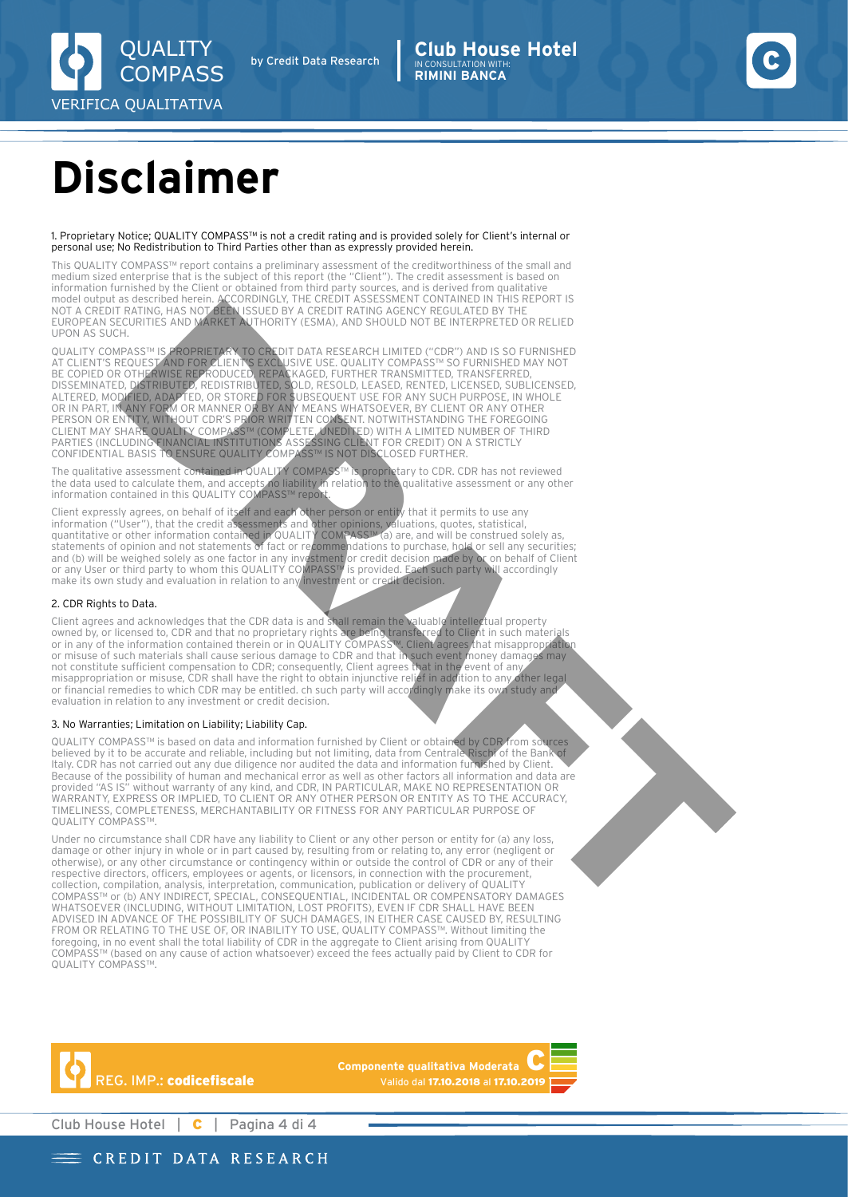# Disclaimer

1. Proprietary Notice; QUALITY COMPASS™ is not a credit rating and is provided solely for Client's internal or personal use; No Redistribution to Third Parties other than as expressly provided herein.

This QUALITY COMPASS™ report contains a preliminary assessment of the creditworthiness of the small and medium sized enterprise that is the subject of this report (the "Client"). The credit assessment is based on information furnished by the Client or obtained from third party sources, and is derived from qualitative model output as described herein. ACCORDINGLY, THE CREDIT ASSESSMENT CONTAINED IN THIS REPORT IS NOT A CREDIT RATING, HAS NOT BEEN ISSUED BY A CREDIT RATING AGENCY REGULATED BY THE EUROPEAN SECURITIES AND MARKET AUTHORITY (ESMA), AND SHOULD NOT BE INTERPRETED OR RELIED UPON AS SUCH.

QUALITY COMPASS™ IS PROPRIETARY TO CREDIT DATA RESEARCH LIMITED ("CDR") AND IS SO FURNISHED AT CLIENT'S REQUEST AND FOR CLIENT'S EXCLUSIVE USE. QUALITY COMPASS™ SO FURNISHED MAY NOT BE COPIED OR OTHERWISE REPRODUCED, REPACKAGED, FURTHER TRANSMITTED, TRANSFERRED, DISSEMINATED, DISTRIBUTED, REDISTRIBUTED, SOLD, RESOLD, LEASED, RENTED, LICENSED, SUBLICENSED, ALTERED, MODIFIED, ADAPTED, OR STORED FOR SUBSEQUENT USE FOR ANY SUCH PURPOSE, IN WHOLE OR IN PART, IN ANY FORM OR MANNER OR BY ANY MEANS WHATSOEVER, BY CLIENT OR ANY OTHER PERSON OR ENTITY, WITHOUT CDR'S PRIOR WRITTEN CONSENT. NOTWITHSTANDING THE FOREGOING CLIENT MAY SHARE QUALITY COMPASS™ (COMPLETE, UNEDITED) WITH A LIMITED NUMBER OF THIRD PARTIES (INCLUDING FINANCIAL INSTITUTIONS ASSESSING CLIENT FOR CREDIT) ON A STRICTLY CONFIDENTIAL BASIS TO ENSURE QUALITY COMPASS™ IS NOT DISCLOSED FURTHER.

The qualitative assessment contained in QUALITY COMPASS™ is proprietary to CDR. CDR has not reviewed the data used to calculate them, and accepts no liability in relation to the qualitative assessment or any other information contained in this QUALITY COMPASS™ report.

Client expressly agrees, on behalf of itself and each other person or entity that it permits to use any information ("User"), that the credit assessments and other opinions, valuations, quotes, statistical, quantitative or other information contained in QUALITY COMPASS™ (a) are, and will be construed solely as, statements of opinion and not statements of fact or recommendations to purchase, hold or sell any securities; and (b) will be weighed solely as one factor in any investment or credit decision made by or on behalf of Client or any User or third party to whom this QUALITY COMPASS™ is provided. Each such party will accordingly make its own study and evaluation in relation to any investment or credit decision.

2. CDR Rights to Data.

Client agrees and acknowledges that the CDR data is and shall remain the valuable intellectual property owned by, or licensed to, CDR and that no proprietary rights are being transferred to Client in such materials or in any of the information contained therein or in QUALITY COMPASS™. Client agrees that misappropriation or misuse of such materials shall cause serious damage to CDR and that in such event money damages may not constitute sufficient compensation to CDR; consequently, Client agrees that in the event of any misappropriation or misuse, CDR shall have the right to obtain injunctive relief in addition to any other legal or financial remedies to which CDR may be entitled. ch such party will accordingly make its own study and evaluation in relation to any investment or credit decision.

3. No Warranties; Limitation on Liability; Liability Cap.

QUALITY COMPASS™ is based on data and information furnished by Client or obtained by CDR from sources believed by it to be accurate and reliable, including but not limiting, data from Centrale Rischi of the Bank of Italy. CDR has not carried out any due diligence nor audited the data and information furnished by Client. Because of the possibility of human and mechanical error as well as other factors all information and data are provided "AS IS" without warranty of any kind, and CDR, IN PARTICULAR, MAKE NO REPRESENTATION OR WARRANTY, EXPRESS OR IMPLIED, TO CLIENT OR ANY OTHER PERSON OR ENTITY AS TO THE ACCURACY, TIMELINESS, COMPLETENESS, MERCHANTABILITY OR FITNESS FOR ANY PARTICULAR PURPOSE OF QUALITY COMPASS™.

Under no circumstance shall CDR have any liability to Client or any other person or entity for (a) any loss, damage or other injury in whole or in part caused by, resulting from or relating to, any error (negligent or otherwise), or any other circumstance or contingency within or outside the control of CDR or any of their respective directors, officers, employees or agents, or licensors, in connection with the procurement, collection, compilation, analysis, interpretation, communication, publication or delivery of QUALITY COMPASS™ or (b) ANY INDIRECT, SPECIAL, CONSEQUENTIAL, INCIDENTAL OR COMPENSATORY DAMAGES WHATSOEVER (INCLUDING, WITHOUT LIMITATION, LOST PROFITS), EVEN IF CDR SHALL HAVE BEEN ADVISED IN ADVANCE OF THE POSSIBILITY OF SUCH DAMAGES, IN EITHER CASE CAUSED BY, RESULTING FROM OR RELATING TO THE USE OF, OR INABILITY TO USE, QUALITY COMPASS™. Without limiting the foregoing, in no event shall the total liability of CDR in the aggregate to Client arising from QUALITY COMPASS™ (based on any cause of action whatsoever) exceed the fees actually paid by Client to CDR for QUALITY COMPASS™.

REG. IMP.: **codicefiscale**

**Componente qualitativa Moderata** C
Valido dal **17.10.2018** al **17.10.2019**